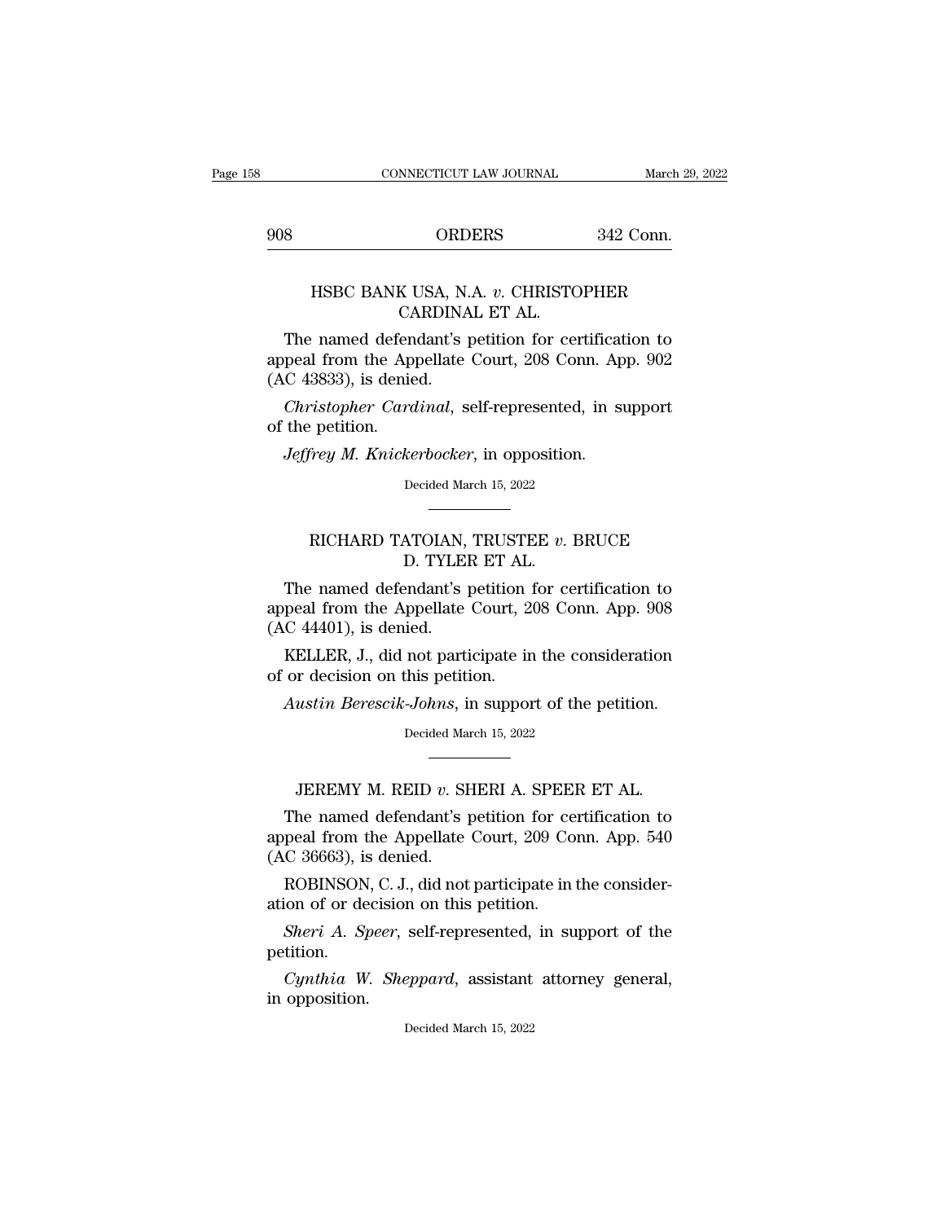## HSBC BANK USA, N.A. *v.* CHRISTOPHER CARDINAL ET AL.

The named defendant's petition for certification to appeal from the Appellate Court, 208 Conn. App. 902 (AC 43833), is denied.

*Christopher Cardinal*, self-represented, in support of the petition.

*Jeffrey M. Knickerbocker*, in opposition.

Decided March 15, 2022

---

## RICHARD TATOIAN, TRUSTEE *v.* BRUCE D. TYLER ET AL.

The named defendant's petition for certification to appeal from the Appellate Court, 208 Conn. App. 908 (AC 44401), is denied.

KELLER, J., did not participate in the consideration of or decision on this petition.

*Austin Berescik-Johns*, in support of the petition.

Decided March 15, 2022

---

## JEREMY M. REID *v.* SHERI A. SPEER ET AL.

The named defendant's petition for certification to appeal from the Appellate Court, 209 Conn. App. 540 (AC 36663), is denied.

ROBINSON, C. J., did not participate in the consideration of or decision on this petition.

*Sheri A. Speer*, self-represented, in support of the petition.

*Cynthia W. Sheppard*, assistant attorney general, in opposition.

Decided March 15, 2022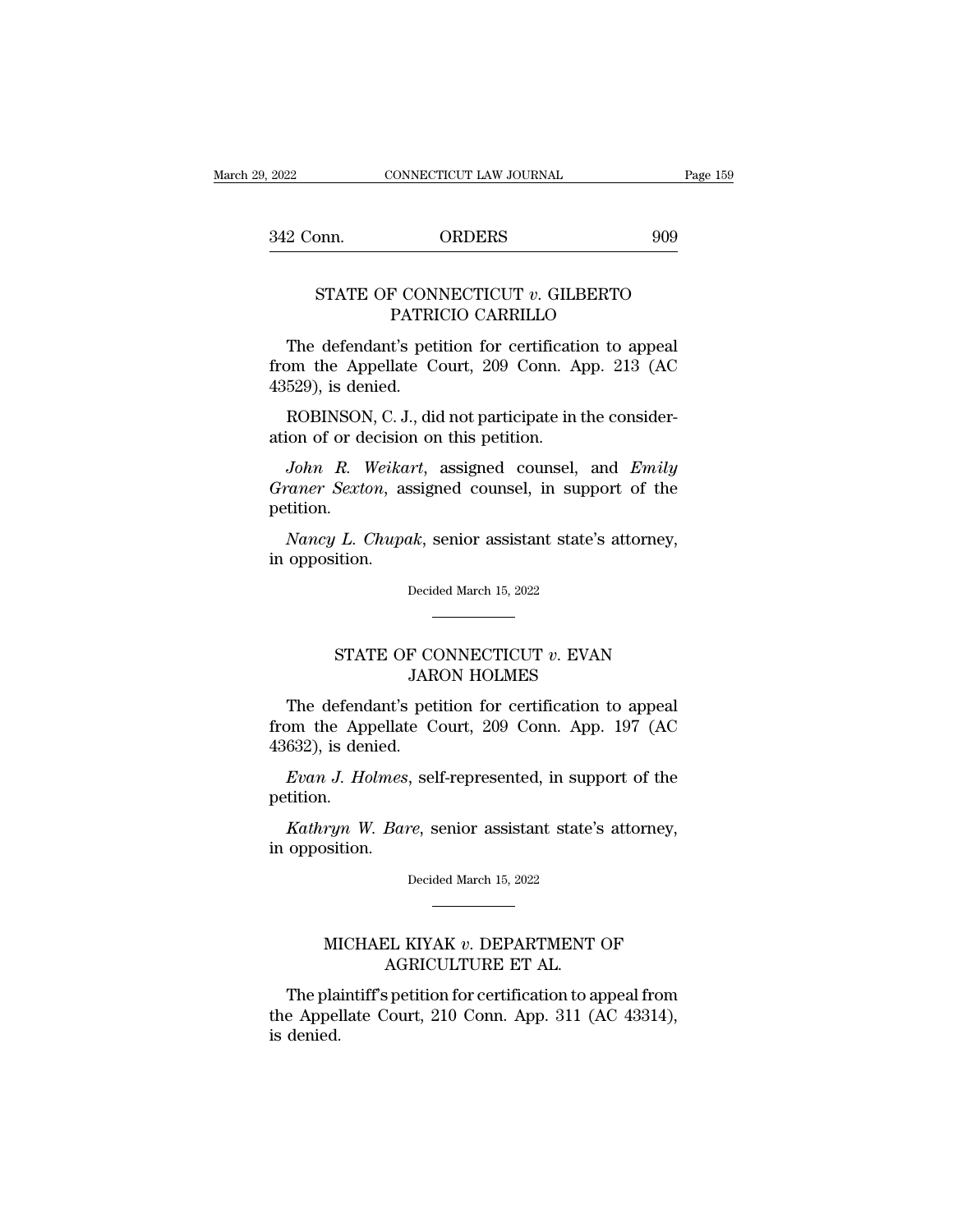## STATE OF CONNECTICUT *v.* GILBERTO PATRICIO CARRILLO

The defendant's petition for certification to appeal from the Appellate Court, 209 Conn. App. 213 (AC 43529), is denied.

ROBINSON, C. J., did not participate in the consideration of or decision on this petition.

*John R. Weikart*, assigned counsel, and *Emily Graner Sexton*, assigned counsel, in support of the petition.

*Nancy L. Chupak*, senior assistant state's attorney, in opposition.

Decided March 15, 2022

---

## STATE OF CONNECTICUT *v.* EVAN JARON HOLMES

The defendant's petition for certification to appeal from the Appellate Court, 209 Conn. App. 197 (AC 43632), is denied.

*Evan J. Holmes*, self-represented, in support of the petition.

*Kathryn W. Bare*, senior assistant state's attorney, in opposition.

Decided March 15, 2022

---

## MICHAEL KIYAK *v.* DEPARTMENT OF AGRICULTURE ET AL.

The plaintiff's petition for certification to appeal from the Appellate Court, 210 Conn. App. 311 (AC 43314), is denied.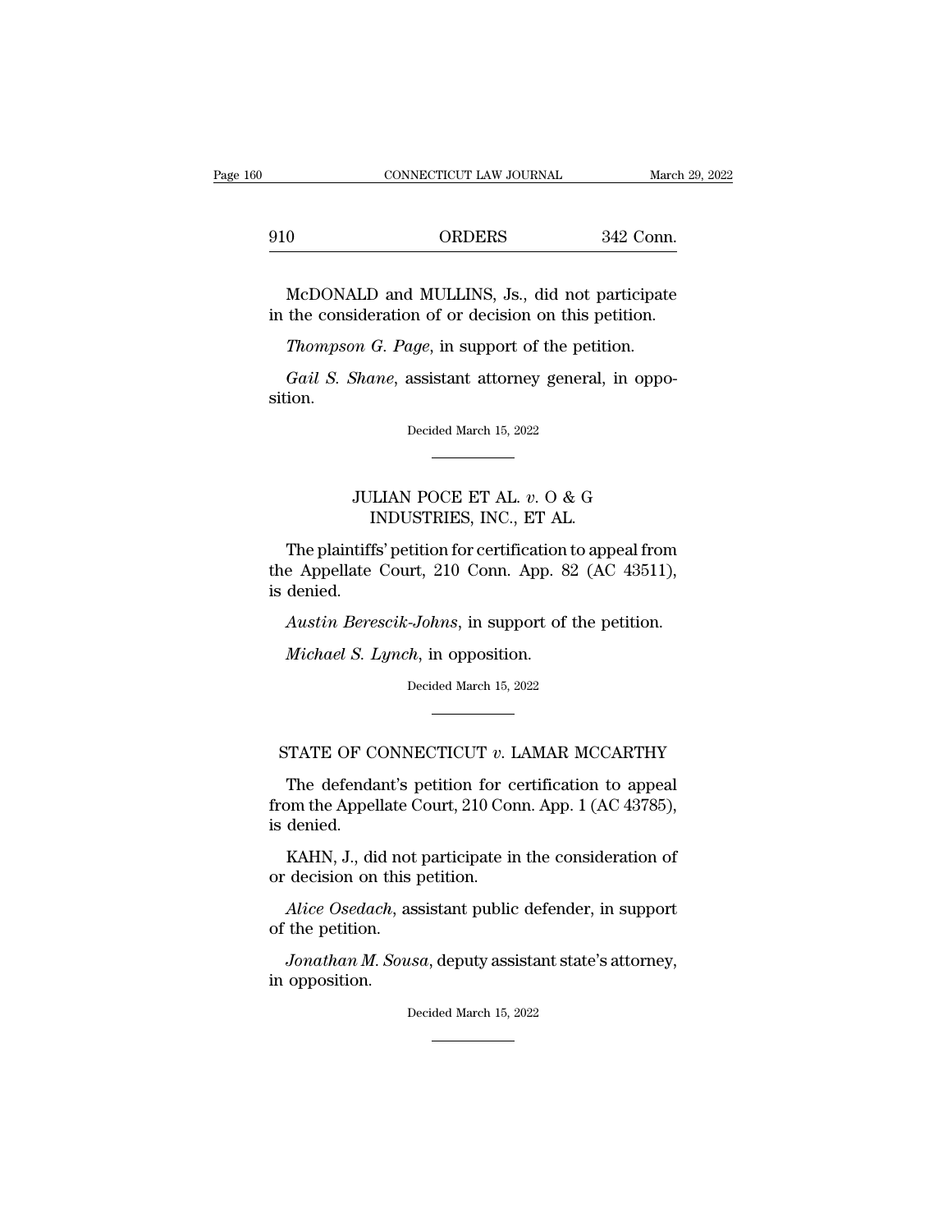McDONALD and MULLINS, Js., did not participate in the consideration of or decision on this petition.

*Thompson G. Page*, in support of the petition.

*Gail S. Shane*, assistant attorney general, in opposition.

Decided March 15, 2022

---

## JULIAN POCE ET AL. *v.* O & G INDUSTRIES, INC., ET AL.

The plaintiffs' petition for certification to appeal from the Appellate Court, 210 Conn. App. 82 (AC 43511), is denied.

*Austin Berescik-Johns*, in support of the petition.

*Michael S. Lynch*, in opposition.

Decided March 15, 2022

---

## STATE OF CONNECTICUT *v.* LAMAR MCCARTHY

The defendant's petition for certification to appeal from the Appellate Court, 210 Conn. App. 1 (AC 43785), is denied.

KAHN, J., did not participate in the consideration of or decision on this petition.

*Alice Osedach*, assistant public defender, in support of the petition.

*Jonathan M. Sousa*, deputy assistant state's attorney, in opposition.

Decided March 15, 2022

---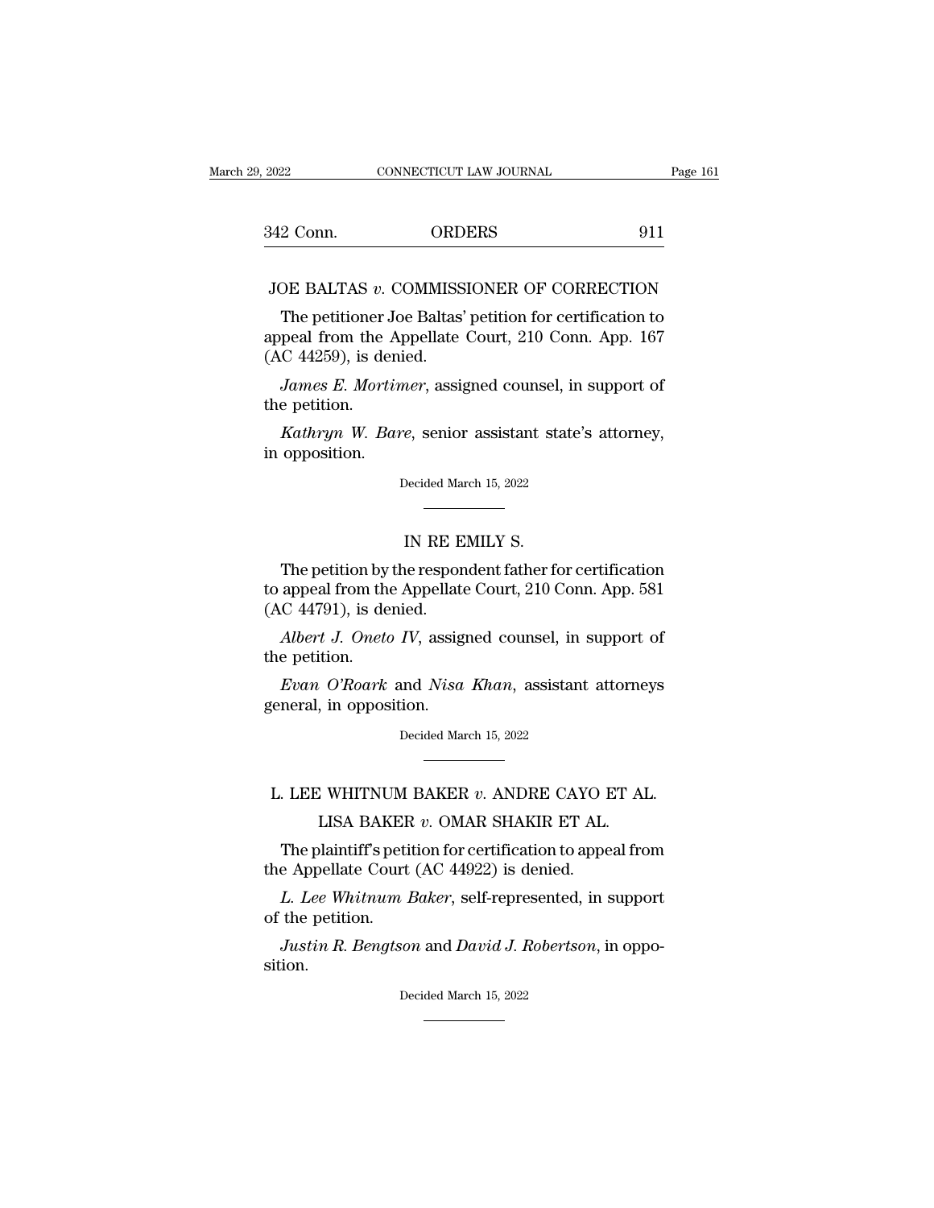JOE BALTAS *v.* COMMISSIONER OF CORRECTION

The petitioner Joe Baltas' petition for certification to appeal from the Appellate Court, 210 Conn. App. 167 (AC 44259), is denied.

*James E. Mortimer*, assigned counsel, in support of the petition.

*Kathryn W. Bare*, senior assistant state's attorney, in opposition.

Decided March 15, 2022

---

IN RE EMILY S.

The petition by the respondent father for certification to appeal from the Appellate Court, 210 Conn. App. 581 (AC 44791), is denied.

*Albert J. Oneto IV*, assigned counsel, in support of the petition.

*Evan O'Roark* and *Nisa Khan*, assistant attorneys general, in opposition.

Decided March 15, 2022

---

L. LEE WHITNUM BAKER *v.* ANDRE CAYO ET AL.

LISA BAKER *v.* OMAR SHAKIR ET AL.

The plaintiff's petition for certification to appeal from the Appellate Court (AC 44922) is denied.

*L. Lee Whitnum Baker*, self-represented, in support of the petition.

*Justin R. Bengtson* and *David J. Robertson*, in opposition.

Decided March 15, 2022

---